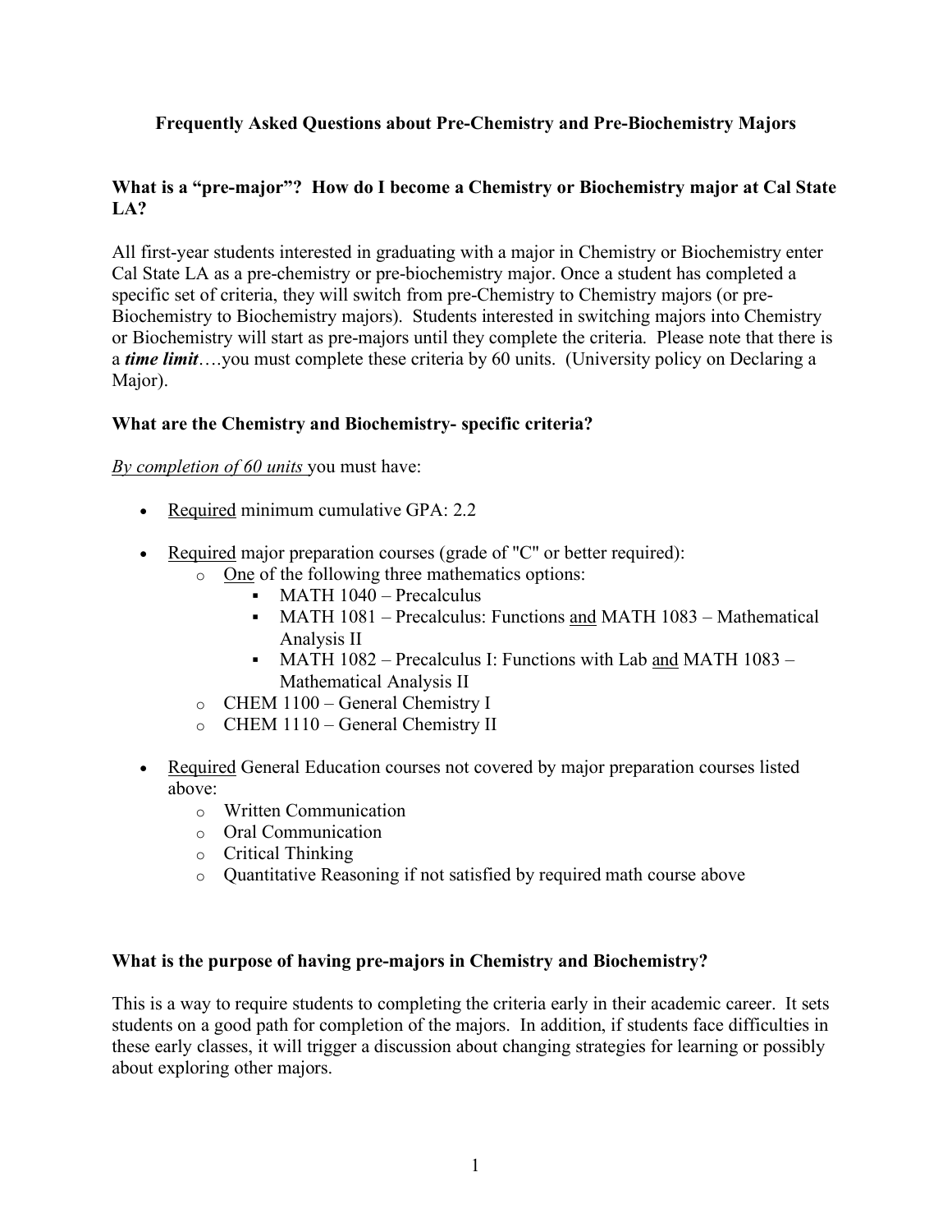# Frequently Asked Questions about Pre-Chemistry and Pre-Biochemistry Majors

## What is a "pre-major"? How do I become a Chemistry or Biochemistry major at Cal State LA?

All first-year students interested in graduating with a major in Chemistry or Biochemistry enter Cal State LA as a pre-chemistry or pre-biochemistry major. Once a student has completed a specific set of criteria, they will switch from pre-Chemistry to Chemistry majors (or pre-Biochemistry to Biochemistry majors). Students interested in switching majors into Chemistry or Biochemistry will start as pre-majors until they complete the criteria. Please note that there is a ***time limit***….you must complete these criteria by 60 units. (University policy on Declaring a Major).

## What are the Chemistry and Biochemistry- specific criteria?

<u>*By completion of 60 units*</u> you must have:

- <u>Required</u> minimum cumulative GPA: 2.2
- <u>Required</u> major preparation courses (grade of "C" or better required):
  - <u>One</u> of the following three mathematics options:
    - MATH 1040 – Precalculus
    - MATH 1081 – Precalculus: Functions <u>and</u> MATH 1083 – Mathematical Analysis II
    - MATH 1082 – Precalculus I: Functions with Lab <u>and</u> MATH 1083 – Mathematical Analysis II
  - CHEM 1100 – General Chemistry I
  - CHEM 1110 – General Chemistry II
- <u>Required</u> General Education courses not covered by major preparation courses listed above:
  - Written Communication
  - Oral Communication
  - Critical Thinking
  - Quantitative Reasoning if not satisfied by required math course above

## What is the purpose of having pre-majors in Chemistry and Biochemistry?

This is a way to require students to completing the criteria early in their academic career. It sets students on a good path for completion of the majors. In addition, if students face difficulties in these early classes, it will trigger a discussion about changing strategies for learning or possibly about exploring other majors.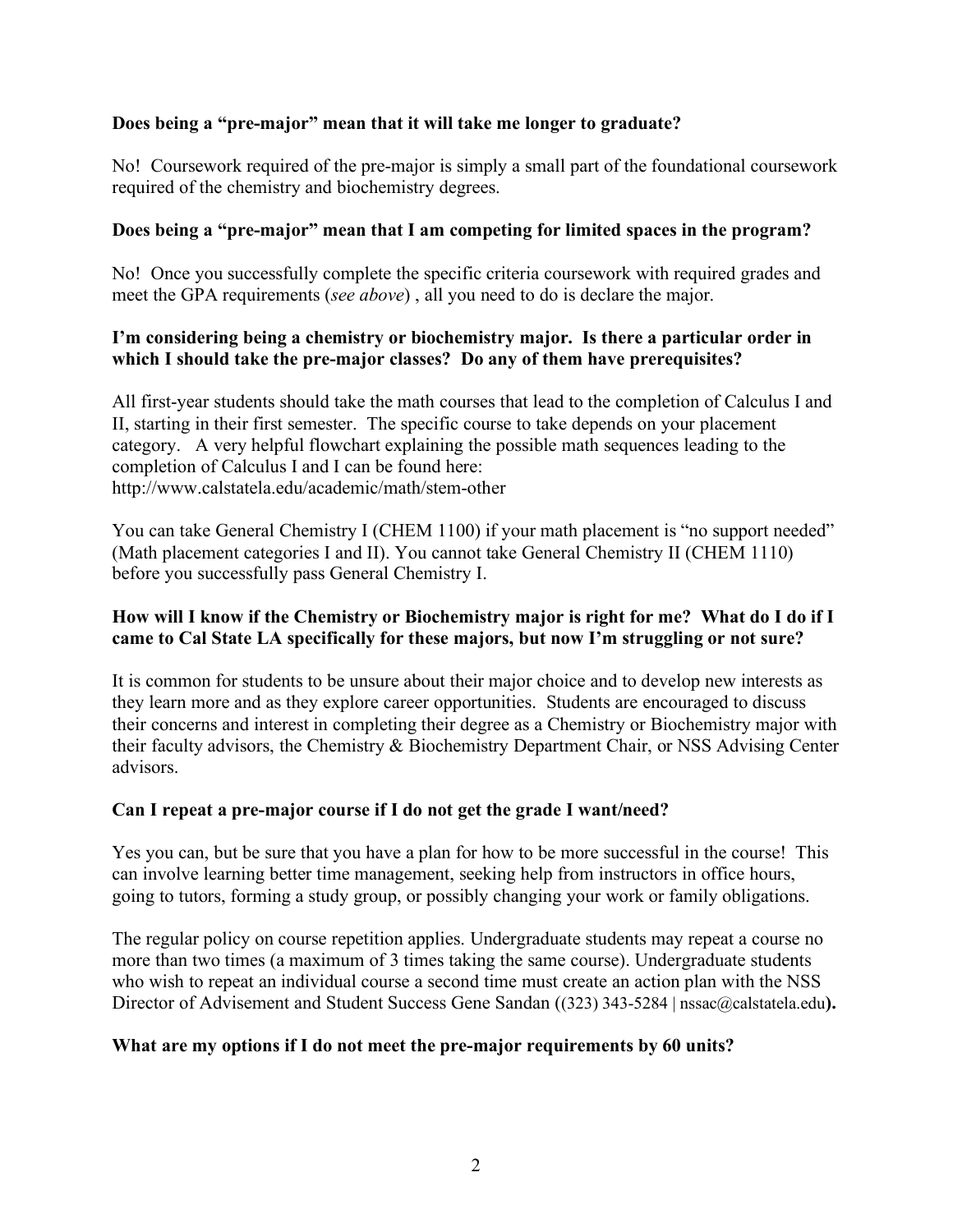**Does being a "pre-major" mean that it will take me longer to graduate?**

No! Coursework required of the pre-major is simply a small part of the foundational coursework required of the chemistry and biochemistry degrees.

**Does being a "pre-major" mean that I am competing for limited spaces in the program?**

No! Once you successfully complete the specific criteria coursework with required grades and meet the GPA requirements (*see above*) , all you need to do is declare the major.

**I'm considering being a chemistry or biochemistry major. Is there a particular order in which I should take the pre-major classes? Do any of them have prerequisites?**

All first-year students should take the math courses that lead to the completion of Calculus I and II, starting in their first semester. The specific course to take depends on your placement category. A very helpful flowchart explaining the possible math sequences leading to the completion of Calculus I and I can be found here:
http://www.calstatela.edu/academic/math/stem-other

You can take General Chemistry I (CHEM 1100) if your math placement is "no support needed" (Math placement categories I and II). You cannot take General Chemistry II (CHEM 1110) before you successfully pass General Chemistry I.

**How will I know if the Chemistry or Biochemistry major is right for me? What do I do if I came to Cal State LA specifically for these majors, but now I'm struggling or not sure?**

It is common for students to be unsure about their major choice and to develop new interests as they learn more and as they explore career opportunities. Students are encouraged to discuss their concerns and interest in completing their degree as a Chemistry or Biochemistry major with their faculty advisors, the Chemistry & Biochemistry Department Chair, or NSS Advising Center advisors.

**Can I repeat a pre-major course if I do not get the grade I want/need?**

Yes you can, but be sure that you have a plan for how to be more successful in the course! This can involve learning better time management, seeking help from instructors in office hours, going to tutors, forming a study group, or possibly changing your work or family obligations.

The regular policy on course repetition applies. Undergraduate students may repeat a course no more than two times (a maximum of 3 times taking the same course). Undergraduate students who wish to repeat an individual course a second time must create an action plan with the NSS Director of Advisement and Student Success Gene Sandan ((323) 343-5284 | nssac@calstatela.edu**).**

**What are my options if I do not meet the pre-major requirements by 60 units?**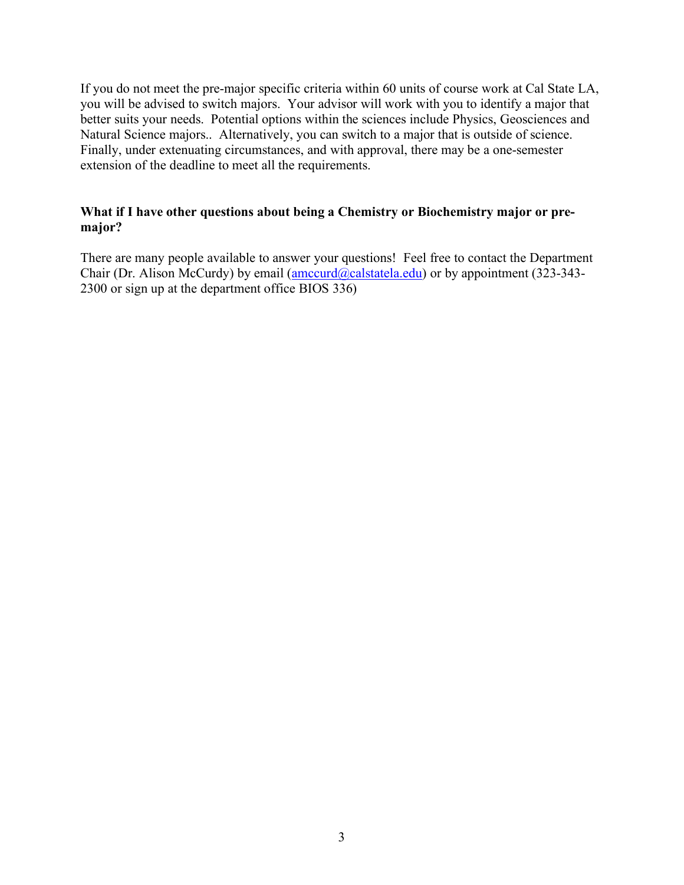If you do not meet the pre-major specific criteria within 60 units of course work at Cal State LA, you will be advised to switch majors. Your advisor will work with you to identify a major that better suits your needs. Potential options within the sciences include Physics, Geosciences and Natural Science majors.. Alternatively, you can switch to a major that is outside of science. Finally, under extenuating circumstances, and with approval, there may be a one-semester extension of the deadline to meet all the requirements.

**What if I have other questions about being a Chemistry or Biochemistry major or pre-major?**

There are many people available to answer your questions! Feel free to contact the Department Chair (Dr. Alison McCurdy) by email (amccurd@calstatela.edu) or by appointment (323-343-2300 or sign up at the department office BIOS 336)